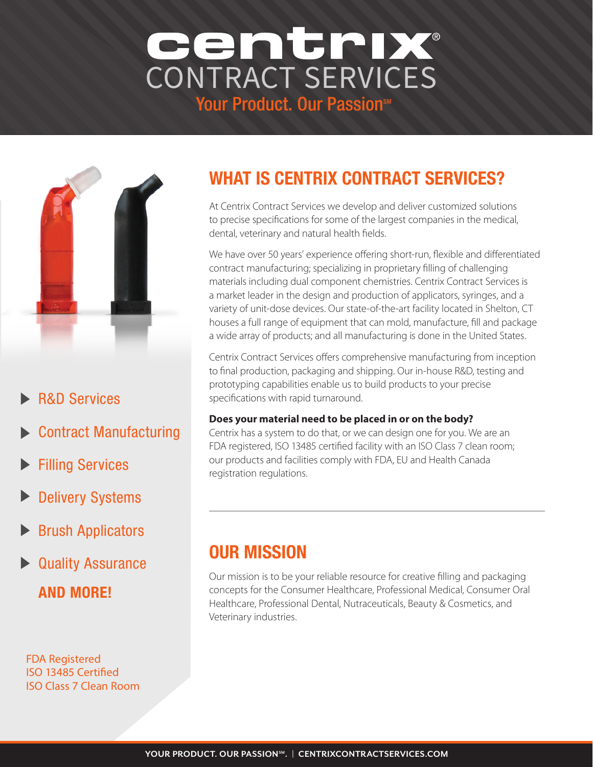# centrix® CONTRACT SERVICES

Your Product. Our Passion℠

- R&D Services
- Contract Manufacturing
- Filling Services
- Delivery Systems
- Brush Applicators
- Quality Assurance

**AND MORE!**

FDA Registered
ISO 13485 Certified
ISO Class 7 Clean Room

## WHAT IS CENTRIX CONTRACT SERVICES?

At Centrix Contract Services we develop and deliver customized solutions to precise specifications for some of the largest companies in the medical, dental, veterinary and natural health fields.

We have over 50 years' experience offering short-run, flexible and differentiated contract manufacturing; specializing in proprietary filling of challenging materials including dual component chemistries. Centrix Contract Services is a market leader in the design and production of applicators, syringes, and a variety of unit-dose devices. Our state-of-the-art facility located in Shelton, CT houses a full range of equipment that can mold, manufacture, fill and package a wide array of products; and all manufacturing is done in the United States.

Centrix Contract Services offers comprehensive manufacturing from inception to final production, packaging and shipping. Our in-house R&D, testing and prototyping capabilities enable us to build products to your precise specifications with rapid turnaround.

**Does your material need to be placed in or on the body?**
Centrix has a system to do that, or we can design one for you. We are an FDA registered, ISO 13485 certified facility with an ISO Class 7 clean room; our products and facilities comply with FDA, EU and Health Canada registration regulations.

---

## OUR MISSION

Our mission is to be your reliable resource for creative filling and packaging concepts for the Consumer Healthcare, Professional Medical, Consumer Oral Healthcare, Professional Dental, Nutraceuticals, Beauty & Cosmetics, and Veterinary industries.

YOUR PRODUCT. OUR PASSION℠. | CENTRIXCONTRACTSERVICES.COM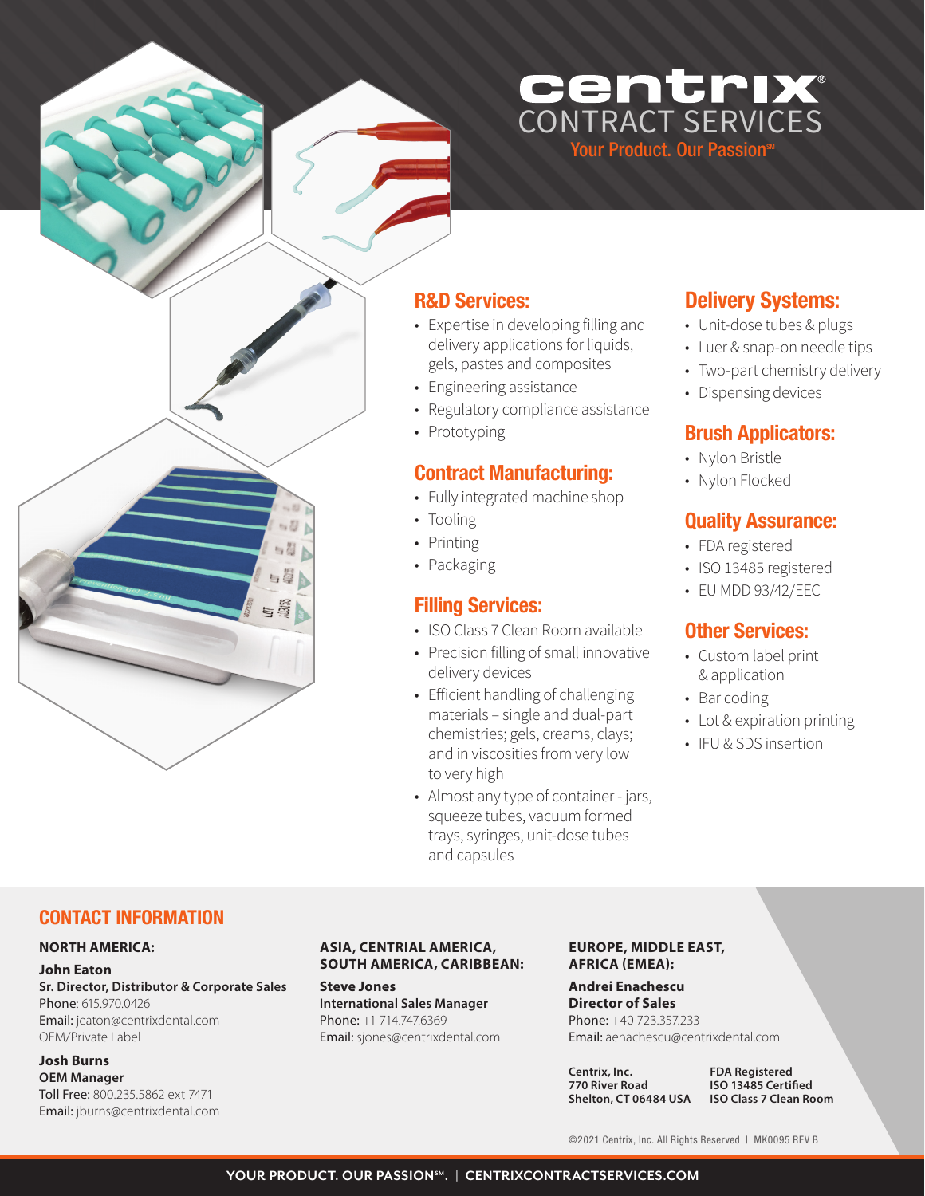# centrix CONTRACT SERVICES

Your Product. Our Passion℠

## R&D Services:

- Expertise in developing filling and delivery applications for liquids, gels, pastes and composites
- Engineering assistance
- Regulatory compliance assistance
- Prototyping

## Contract Manufacturing:

- Fully integrated machine shop
- Tooling
- Printing
- Packaging

## Filling Services:

- ISO Class 7 Clean Room available
- Precision filling of small innovative delivery devices
- Efficient handling of challenging materials – single and dual-part chemistries; gels, creams, clays; and in viscosities from very low to very high
- Almost any type of container - jars, squeeze tubes, vacuum formed trays, syringes, unit-dose tubes and capsules

## Delivery Systems:

- Unit-dose tubes & plugs
- Luer & snap-on needle tips
- Two-part chemistry delivery
- Dispensing devices

## Brush Applicators:

- Nylon Bristle
- Nylon Flocked

## Quality Assurance:

- FDA registered
- ISO 13485 registered
- EU MDD 93/42/EEC

## Other Services:

- Custom label print & application
- Bar coding
- Lot & expiration printing
- IFU & SDS insertion

## CONTACT INFORMATION

**NORTH AMERICA:**

**John Eaton**
**Sr. Director, Distributor & Corporate Sales**
Phone: 615.970.0426
Email: jeaton@centrixdental.com
OEM/Private Label

**Josh Burns**
**OEM Manager**
Toll Free: 800.235.5862 ext 7471
Email: jburns@centrixdental.com

**ASIA, CENTRIAL AMERICA, SOUTH AMERICA, CARIBBEAN:**

**Steve Jones**
**International Sales Manager**
Phone: +1 714.747.6369
Email: sjones@centrixdental.com

**EUROPE, MIDDLE EAST, AFRICA (EMEA):**

**Andrei Enachescu**
**Director of Sales**
Phone: +40 723.357.233
Email: aenachescu@centrixdental.com

**Centrix, Inc.**
**770 River Road**
**Shelton, CT 06484 USA**

**FDA Registered**
**ISO 13485 Certified**
**ISO Class 7 Clean Room**

©2021 Centrix, Inc. All Rights Reserved | MK0095 REV B

YOUR PRODUCT. OUR PASSION℠. | CENTRIXCONTRACTSERVICES.COM